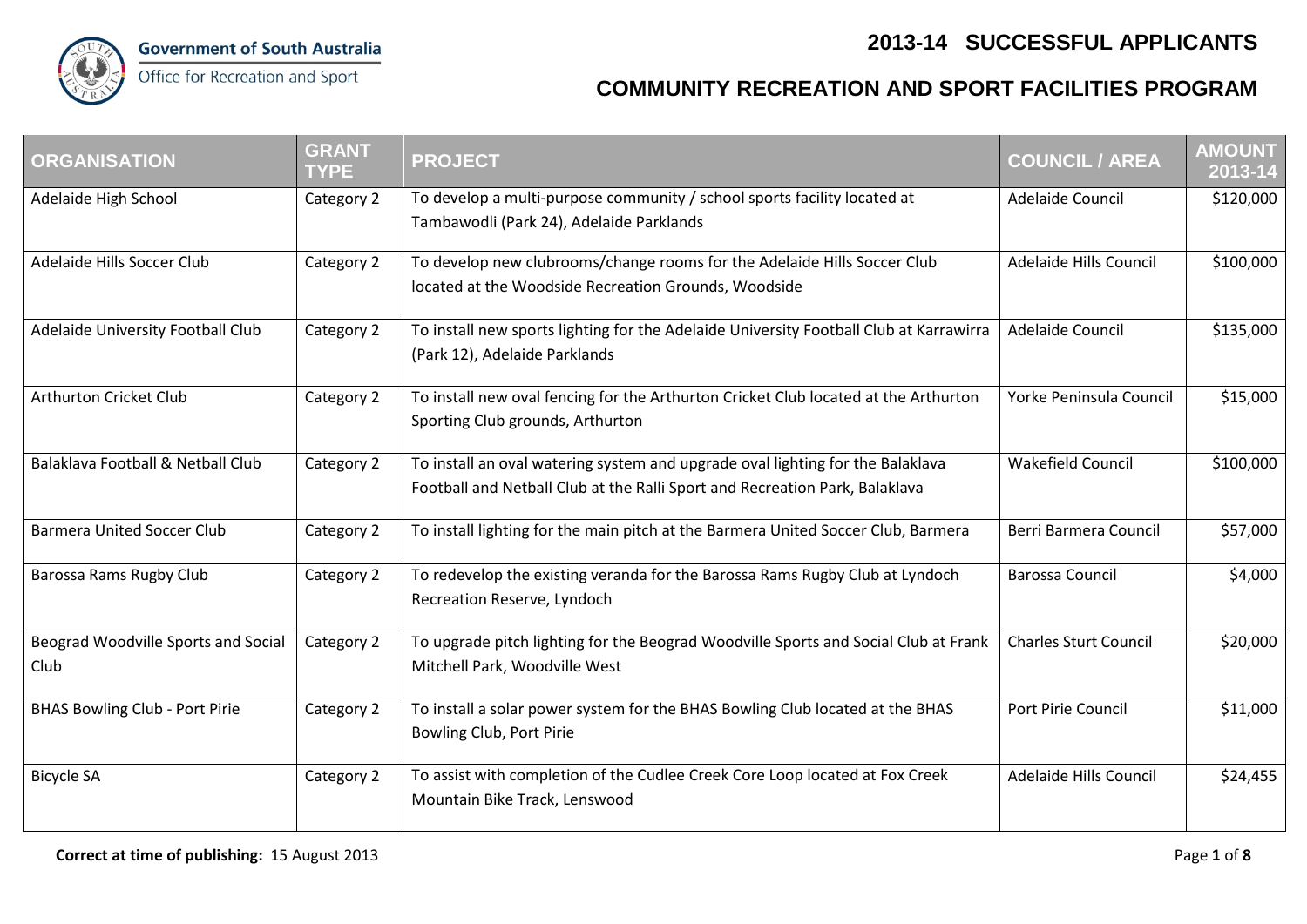Government of South Australia
Office for Recreation and Sport

# 2013-14 SUCCESSFUL APPLICANTS

## COMMUNITY RECREATION AND SPORT FACILITIES PROGRAM

| ORGANISATION | GRANT TYPE | PROJECT | COUNCIL / AREA | AMOUNT 2013-14 |
|---|---|---|---|---|
| Adelaide High School | Category 2 | To develop a multi-purpose community / school sports facility located at Tambawodli (Park 24), Adelaide Parklands | Adelaide Council | $120,000 |
| Adelaide Hills Soccer Club | Category 2 | To develop new clubrooms/change rooms for the Adelaide Hills Soccer Club located at the Woodside Recreation Grounds, Woodside | Adelaide Hills Council | $100,000 |
| Adelaide University Football Club | Category 2 | To install new sports lighting for the Adelaide University Football Club at Karrawirra (Park 12), Adelaide Parklands | Adelaide Council | $135,000 |
| Arthurton Cricket Club | Category 2 | To install new oval fencing for the Arthurton Cricket Club located at the Arthurton Sporting Club grounds, Arthurton | Yorke Peninsula Council | $15,000 |
| Balaklava Football & Netball Club | Category 2 | To install an oval watering system and upgrade oval lighting for the Balaklava Football and Netball Club at the Ralli Sport and Recreation Park, Balaklava | Wakefield Council | $100,000 |
| Barmera United Soccer Club | Category 2 | To install lighting for the main pitch at the Barmera United Soccer Club, Barmera | Berri Barmera Council | $57,000 |
| Barossa Rams Rugby Club | Category 2 | To redevelop the existing veranda for the Barossa Rams Rugby Club at Lyndoch Recreation Reserve, Lyndoch | Barossa Council | $4,000 |
| Beograd Woodville Sports and Social Club | Category 2 | To upgrade pitch lighting for the Beograd Woodville Sports and Social Club at Frank Mitchell Park, Woodville West | Charles Sturt Council | $20,000 |
| BHAS Bowling Club - Port Pirie | Category 2 | To install a solar power system for the BHAS Bowling Club located at the BHAS Bowling Club, Port Pirie | Port Pirie Council | $11,000 |
| Bicycle SA | Category 2 | To assist with completion of the Cudlee Creek Core Loop located at Fox Creek Mountain Bike Track, Lenswood | Adelaide Hills Council | $24,455 |

**Correct at time of publishing:** 15 August 2013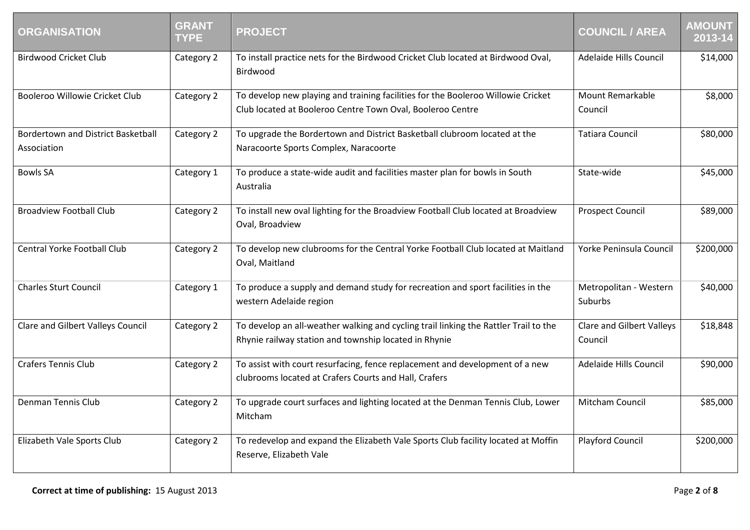| ORGANISATION | GRANT TYPE | PROJECT | COUNCIL / AREA | AMOUNT 2013-14 |
|---|---|---|---|---|
| Birdwood Cricket Club | Category 2 | To install practice nets for the Birdwood Cricket Club located at Birdwood Oval, Birdwood | Adelaide Hills Council | $14,000 |
| Booleroo Willowie Cricket Club | Category 2 | To develop new playing and training facilities for the Booleroo Willowie Cricket Club located at Booleroo Centre Town Oval, Booleroo Centre | Mount Remarkable Council | $8,000 |
| Bordertown and District Basketball Association | Category 2 | To upgrade the Bordertown and District Basketball clubroom located at the Naracoorte Sports Complex, Naracoorte | Tatiara Council | $80,000 |
| Bowls SA | Category 1 | To produce a state-wide audit and facilities master plan for bowls in South Australia | State-wide | $45,000 |
| Broadview Football Club | Category 2 | To install new oval lighting for the Broadview Football Club located at Broadview Oval, Broadview | Prospect Council | $89,000 |
| Central Yorke Football Club | Category 2 | To develop new clubrooms for the Central Yorke Football Club located at Maitland Oval, Maitland | Yorke Peninsula Council | $200,000 |
| Charles Sturt Council | Category 1 | To produce a supply and demand study for recreation and sport facilities in the western Adelaide region | Metropolitan - Western Suburbs | $40,000 |
| Clare and Gilbert Valleys Council | Category 2 | To develop an all-weather walking and cycling trail linking the Rattler Trail to the Rhynie railway station and township located in Rhynie | Clare and Gilbert Valleys Council | $18,848 |
| Crafers Tennis Club | Category 2 | To assist with court resurfacing, fence replacement and development of a new clubrooms located at Crafers Courts and Hall, Crafers | Adelaide Hills Council | $90,000 |
| Denman Tennis Club | Category 2 | To upgrade court surfaces and lighting located at the Denman Tennis Club, Lower Mitcham | Mitcham Council | $85,000 |
| Elizabeth Vale Sports Club | Category 2 | To redevelop and expand the Elizabeth Vale Sports Club facility located at Moffin Reserve, Elizabeth Vale | Playford Council | $200,000 |

**Correct at time of publishing:** 15 August 2013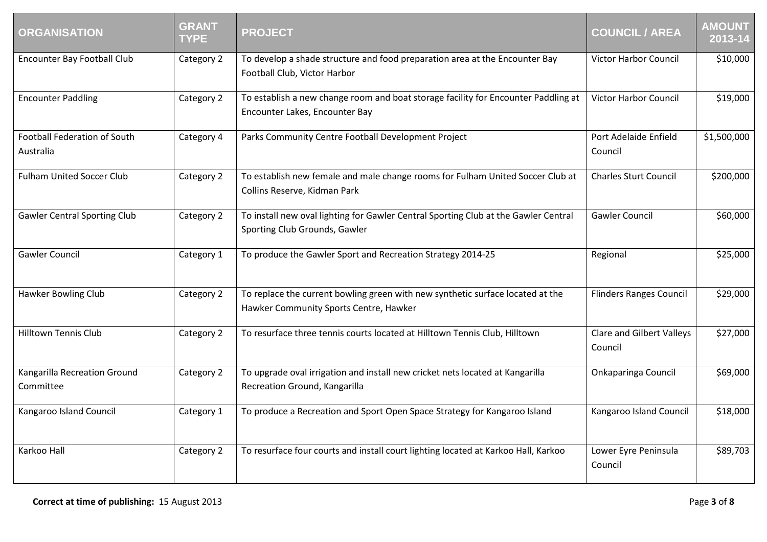| ORGANISATION | GRANT TYPE | PROJECT | COUNCIL / AREA | AMOUNT 2013-14 |
|---|---|---|---|---|
| Encounter Bay Football Club | Category 2 | To develop a shade structure and food preparation area at the Encounter Bay Football Club, Victor Harbor | Victor Harbor Council | $10,000 |
| Encounter Paddling | Category 2 | To establish a new change room and boat storage facility for Encounter Paddling at Encounter Lakes, Encounter Bay | Victor Harbor Council | $19,000 |
| Football Federation of South Australia | Category 4 | Parks Community Centre Football Development Project | Port Adelaide Enfield Council | $1,500,000 |
| Fulham United Soccer Club | Category 2 | To establish new female and male change rooms for Fulham United Soccer Club at Collins Reserve, Kidman Park | Charles Sturt Council | $200,000 |
| Gawler Central Sporting Club | Category 2 | To install new oval lighting for Gawler Central Sporting Club at the Gawler Central Sporting Club Grounds, Gawler | Gawler Council | $60,000 |
| Gawler Council | Category 1 | To produce the Gawler Sport and Recreation Strategy 2014-25 | Regional | $25,000 |
| Hawker Bowling Club | Category 2 | To replace the current bowling green with new synthetic surface located at the Hawker Community Sports Centre, Hawker | Flinders Ranges Council | $29,000 |
| Hilltown Tennis Club | Category 2 | To resurface three tennis courts located at Hilltown Tennis Club, Hilltown | Clare and Gilbert Valleys Council | $27,000 |
| Kangarilla Recreation Ground Committee | Category 2 | To upgrade oval irrigation and install new cricket nets located at Kangarilla Recreation Ground, Kangarilla | Onkaparinga Council | $69,000 |
| Kangaroo Island Council | Category 1 | To produce a Recreation and Sport Open Space Strategy for Kangaroo Island | Kangaroo Island Council | $18,000 |
| Karkoo Hall | Category 2 | To resurface four courts and install court lighting located at Karkoo Hall, Karkoo | Lower Eyre Peninsula Council | $89,703 |

**Correct at time of publishing:** 15 August 2013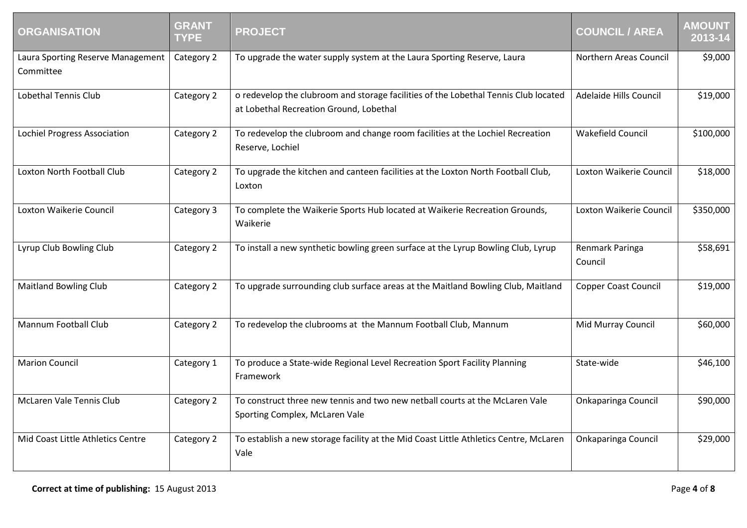| ORGANISATION | GRANT TYPE | PROJECT | COUNCIL / AREA | AMOUNT 2013-14 |
|---|---|---|---|---|
| Laura Sporting Reserve Management Committee | Category 2 | To upgrade the water supply system at the Laura Sporting Reserve, Laura | Northern Areas Council | $9,000 |
| Lobethal Tennis Club | Category 2 | o redevelop the clubroom and storage facilities of the Lobethal Tennis Club located at Lobethal Recreation Ground, Lobethal | Adelaide Hills Council | $19,000 |
| Lochiel Progress Association | Category 2 | To redevelop the clubroom and change room facilities at the Lochiel Recreation Reserve, Lochiel | Wakefield Council | $100,000 |
| Loxton North Football Club | Category 2 | To upgrade the kitchen and canteen facilities at the Loxton North Football Club, Loxton | Loxton Waikerie Council | $18,000 |
| Loxton Waikerie Council | Category 3 | To complete the Waikerie Sports Hub located at Waikerie Recreation Grounds, Waikerie | Loxton Waikerie Council | $350,000 |
| Lyrup Club Bowling Club | Category 2 | To install a new synthetic bowling green surface at the Lyrup Bowling Club, Lyrup | Renmark Paringa Council | $58,691 |
| Maitland Bowling Club | Category 2 | To upgrade surrounding club surface areas at the Maitland Bowling Club, Maitland | Copper Coast Council | $19,000 |
| Mannum Football Club | Category 2 | To redevelop the clubrooms at the Mannum Football Club, Mannum | Mid Murray Council | $60,000 |
| Marion Council | Category 1 | To produce a State-wide Regional Level Recreation Sport Facility Planning Framework | State-wide | $46,100 |
| McLaren Vale Tennis Club | Category 2 | To construct three new tennis and two new netball courts at the McLaren Vale Sporting Complex, McLaren Vale | Onkaparinga Council | $90,000 |
| Mid Coast Little Athletics Centre | Category 2 | To establish a new storage facility at the Mid Coast Little Athletics Centre, McLaren Vale | Onkaparinga Council | $29,000 |

**Correct at time of publishing:** 15 August 2013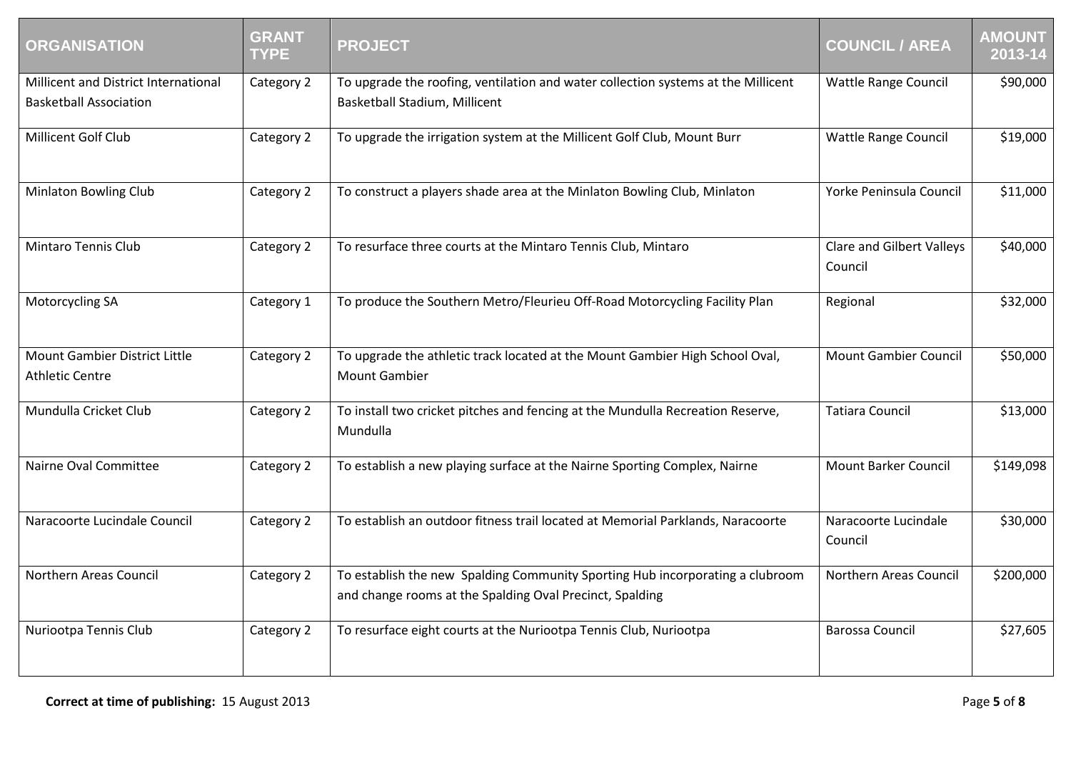| ORGANISATION | GRANT TYPE | PROJECT | COUNCIL / AREA | AMOUNT 2013-14 |
|---|---|---|---|---|
| Millicent and District International Basketball Association | Category 2 | To upgrade the roofing, ventilation and water collection systems at the Millicent Basketball Stadium, Millicent | Wattle Range Council | $90,000 |
| Millicent Golf Club | Category 2 | To upgrade the irrigation system at the Millicent Golf Club, Mount Burr | Wattle Range Council | $19,000 |
| Minlaton Bowling Club | Category 2 | To construct a players shade area at the Minlaton Bowling Club, Minlaton | Yorke Peninsula Council | $11,000 |
| Mintaro Tennis Club | Category 2 | To resurface three courts at the Mintaro Tennis Club, Mintaro | Clare and Gilbert Valleys Council | $40,000 |
| Motorcycling SA | Category 1 | To produce the Southern Metro/Fleurieu Off-Road Motorcycling Facility Plan | Regional | $32,000 |
| Mount Gambier District Little Athletic Centre | Category 2 | To upgrade the athletic track located at the Mount Gambier High School Oval, Mount Gambier | Mount Gambier Council | $50,000 |
| Mundulla Cricket Club | Category 2 | To install two cricket pitches and fencing at the Mundulla Recreation Reserve, Mundulla | Tatiara Council | $13,000 |
| Nairne Oval Committee | Category 2 | To establish a new playing surface at the Nairne Sporting Complex, Nairne | Mount Barker Council | $149,098 |
| Naracoorte Lucindale Council | Category 2 | To establish an outdoor fitness trail located at Memorial Parklands, Naracoorte | Naracoorte Lucindale Council | $30,000 |
| Northern Areas Council | Category 2 | To establish the new Spalding Community Sporting Hub incorporating a clubroom and change rooms at the Spalding Oval Precinct, Spalding | Northern Areas Council | $200,000 |
| Nuriootpa Tennis Club | Category 2 | To resurface eight courts at the Nuriootpa Tennis Club, Nuriootpa | Barossa Council | $27,605 |

**Correct at time of publishing:** 15 August 2013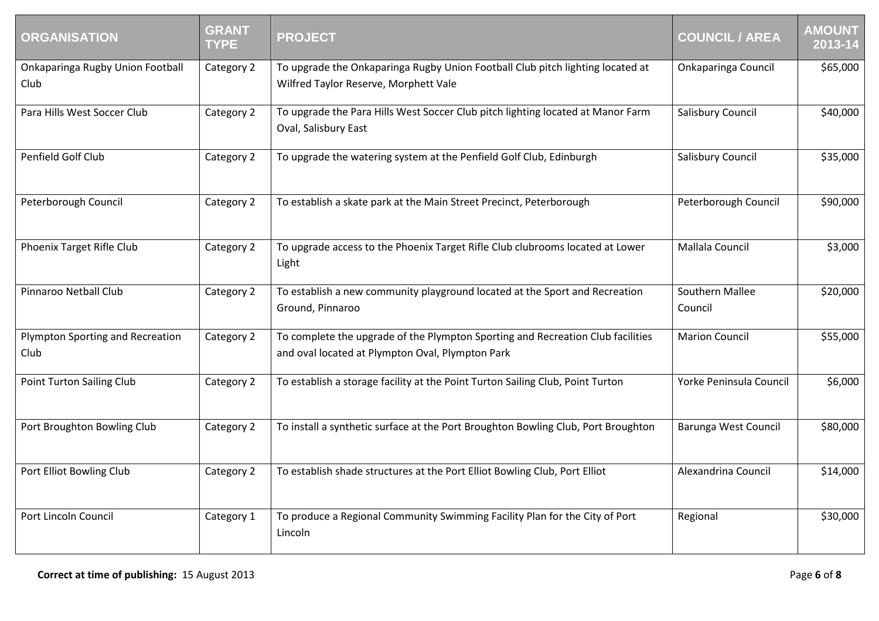| ORGANISATION | GRANT TYPE | PROJECT | COUNCIL / AREA | AMOUNT 2013-14 |
|---|---|---|---|---|
| Onkaparinga Rugby Union Football Club | Category 2 | To upgrade the Onkaparinga Rugby Union Football Club pitch lighting located at Wilfred Taylor Reserve, Morphett Vale | Onkaparinga Council | $65,000 |
| Para Hills West Soccer Club | Category 2 | To upgrade the Para Hills West Soccer Club pitch lighting located at Manor Farm Oval, Salisbury East | Salisbury Council | $40,000 |
| Penfield Golf Club | Category 2 | To upgrade the watering system at the Penfield Golf Club, Edinburgh | Salisbury Council | $35,000 |
| Peterborough Council | Category 2 | To establish a skate park at the Main Street Precinct, Peterborough | Peterborough Council | $90,000 |
| Phoenix Target Rifle Club | Category 2 | To upgrade access to the Phoenix Target Rifle Club clubrooms located at Lower Light | Mallala Council | $3,000 |
| Pinnaroo Netball Club | Category 2 | To establish a new community playground located at the Sport and Recreation Ground, Pinnaroo | Southern Mallee Council | $20,000 |
| Plympton Sporting and Recreation Club | Category 2 | To complete the upgrade of the Plympton Sporting and Recreation Club facilities and oval located at Plympton Oval, Plympton Park | Marion Council | $55,000 |
| Point Turton Sailing Club | Category 2 | To establish a storage facility at the Point Turton Sailing Club, Point Turton | Yorke Peninsula Council | $6,000 |
| Port Broughton Bowling Club | Category 2 | To install a synthetic surface at the Port Broughton Bowling Club, Port Broughton | Barunga West Council | $80,000 |
| Port Elliot Bowling Club | Category 2 | To establish shade structures at the Port Elliot Bowling Club, Port Elliot | Alexandrina Council | $14,000 |
| Port Lincoln Council | Category 1 | To produce a Regional Community Swimming Facility Plan for the City of Port Lincoln | Regional | $30,000 |

**Correct at time of publishing:** 15 August 2013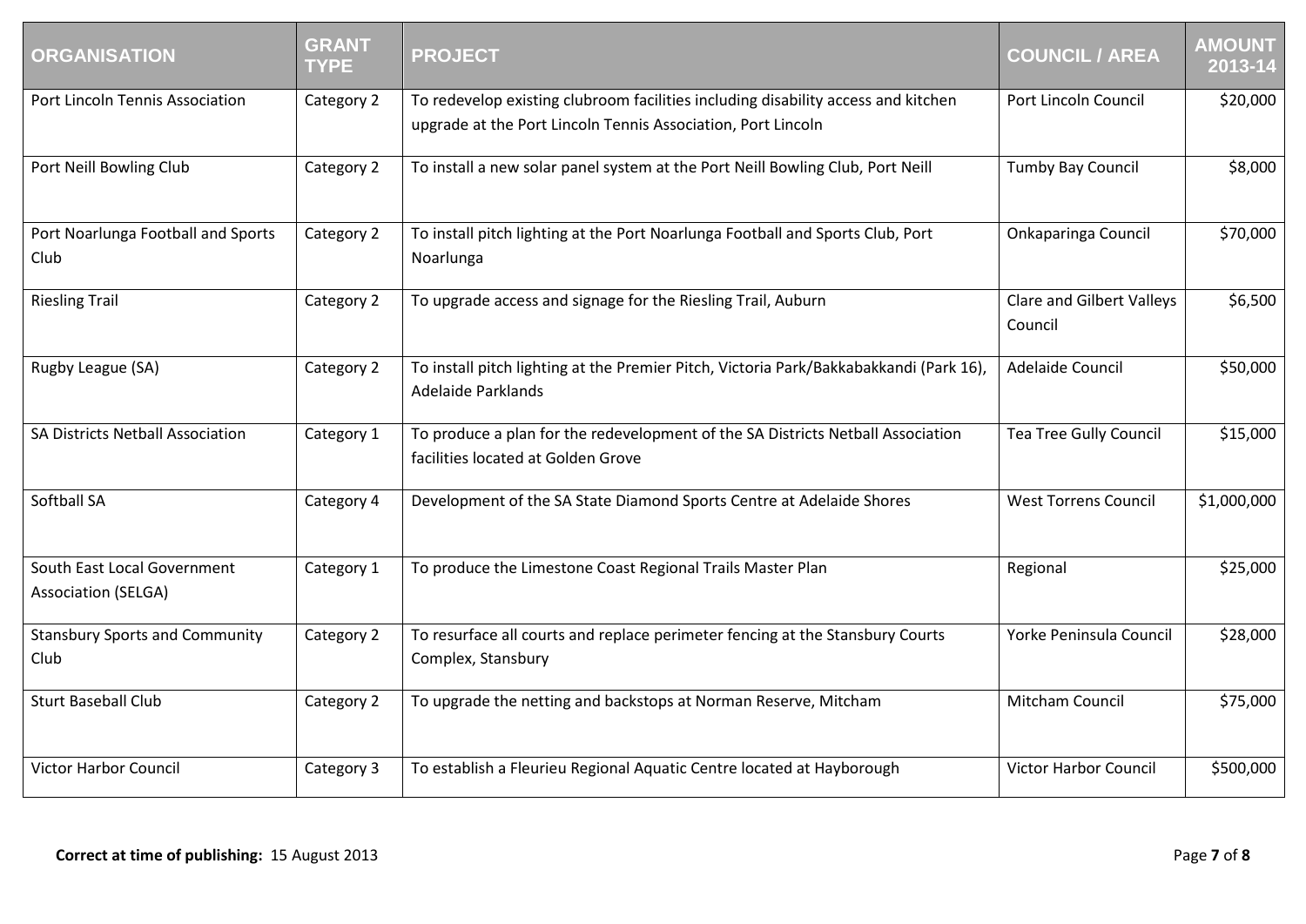| ORGANISATION | GRANT TYPE | PROJECT | COUNCIL / AREA | AMOUNT 2013-14 |
|---|---|---|---|---|
| Port Lincoln Tennis Association | Category 2 | To redevelop existing clubroom facilities including disability access and kitchen upgrade at the Port Lincoln Tennis Association, Port Lincoln | Port Lincoln Council | $20,000 |
| Port Neill Bowling Club | Category 2 | To install a new solar panel system at the Port Neill Bowling Club, Port Neill | Tumby Bay Council | $8,000 |
| Port Noarlunga Football and Sports Club | Category 2 | To install pitch lighting at the Port Noarlunga Football and Sports Club, Port Noarlunga | Onkaparinga Council | $70,000 |
| Riesling Trail | Category 2 | To upgrade access and signage for the Riesling Trail, Auburn | Clare and Gilbert Valleys Council | $6,500 |
| Rugby League (SA) | Category 2 | To install pitch lighting at the Premier Pitch, Victoria Park/Bakkabakkandi (Park 16), Adelaide Parklands | Adelaide Council | $50,000 |
| SA Districts Netball Association | Category 1 | To produce a plan for the redevelopment of the SA Districts Netball Association facilities located at Golden Grove | Tea Tree Gully Council | $15,000 |
| Softball SA | Category 4 | Development of the SA State Diamond Sports Centre at Adelaide Shores | West Torrens Council | $1,000,000 |
| South East Local Government Association (SELGA) | Category 1 | To produce the Limestone Coast Regional Trails Master Plan | Regional | $25,000 |
| Stansbury Sports and Community Club | Category 2 | To resurface all courts and replace perimeter fencing at the Stansbury Courts Complex, Stansbury | Yorke Penisula Council | $28,000 |
| Sturt Baseball Club | Category 2 | To upgrade the netting and backstops at Norman Reserve, Mitcham | Mitcham Council | $75,000 |
| Victor Harbor Council | Category 3 | To establish a Fleurieu Regional Aquatic Centre located at Hayborough | Victor Harbor Council | $500,000 |

**Correct at time of publishing:** 15 August 2013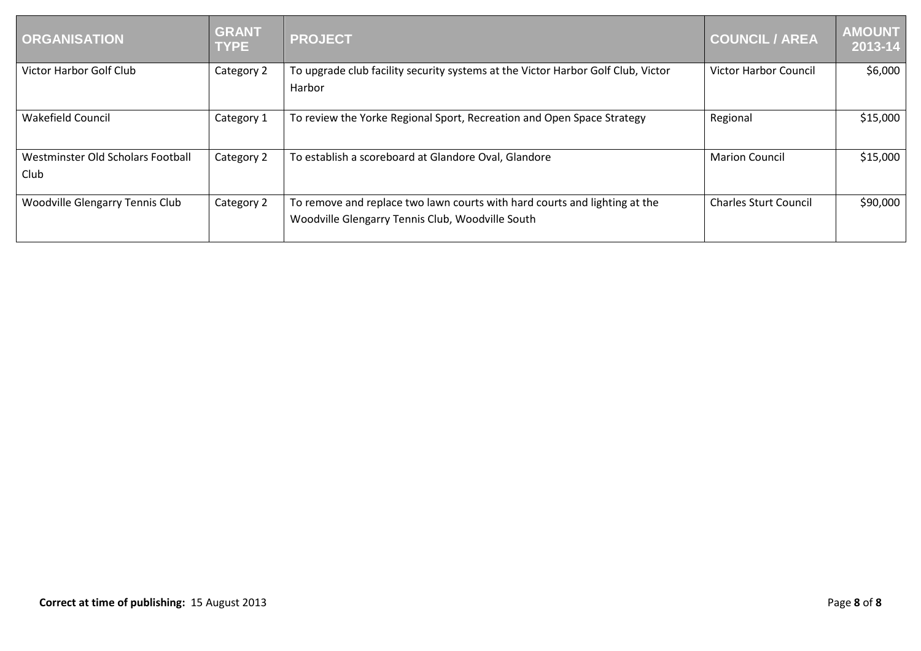| ORGANISATION | GRANT TYPE | PROJECT | COUNCIL / AREA | AMOUNT 2013-14 |
|---|---|---|---|---|
| Victor Harbor Golf Club | Category 2 | To upgrade club facility security systems at the Victor Harbor Golf Club, Victor Harbor | Victor Harbor Council | $6,000 |
| Wakefield Council | Category 1 | To review the Yorke Regional Sport, Recreation and Open Space Strategy | Regional | $15,000 |
| Westminster Old Scholars Football Club | Category 2 | To establish a scoreboard at Glandore Oval, Glandore | Marion Council | $15,000 |
| Woodville Glengarry Tennis Club | Category 2 | To remove and replace two lawn courts with hard courts and lighting at the Woodville Glengarry Tennis Club, Woodville South | Charles Sturt Council | $90,000 |

**Correct at time of publishing:** 15 August 2013